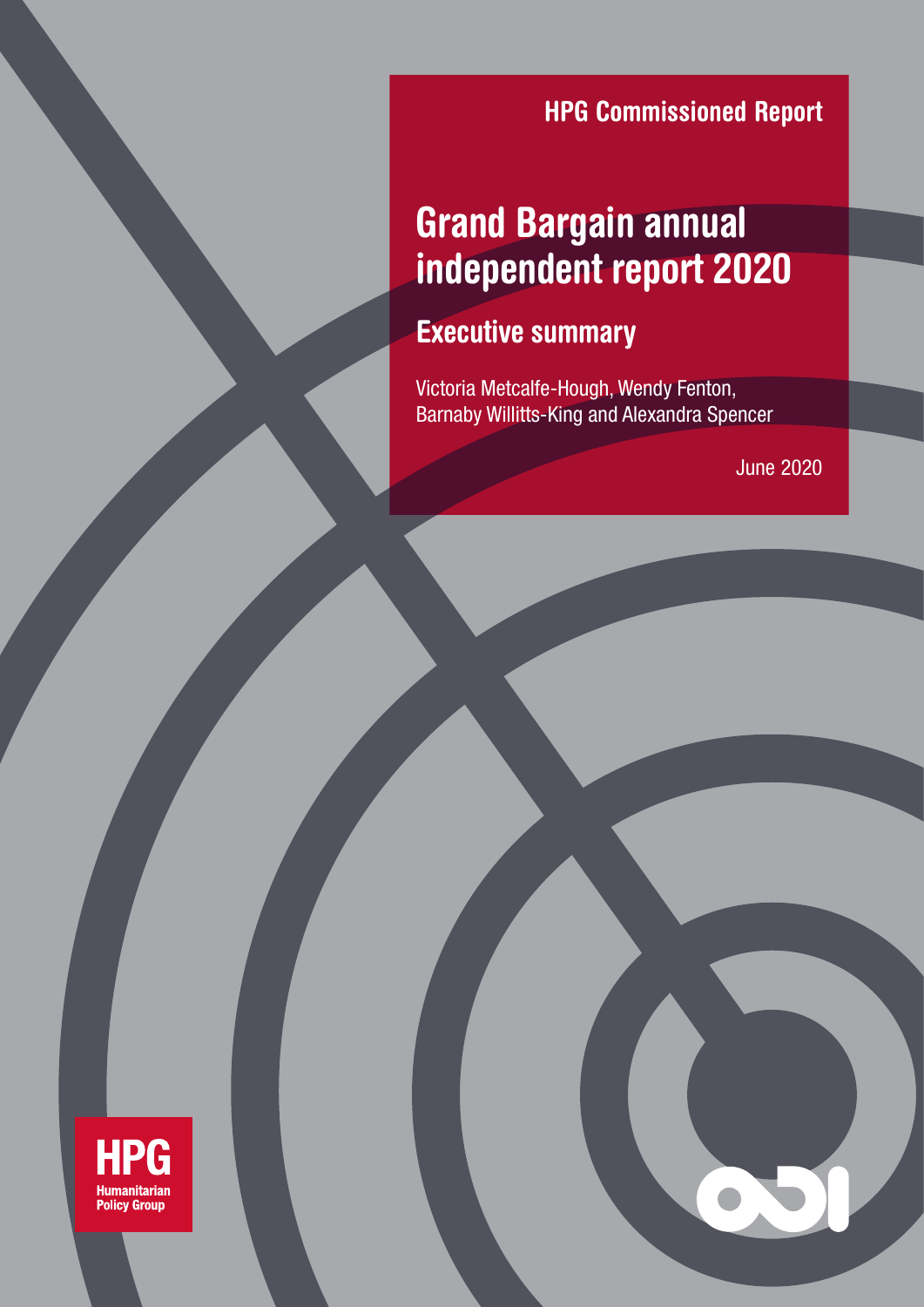HPG Commissioned Report

# Grand Bargain annual independent report 2020

## Executive summary

Victoria Metcalfe-Hough, Wendy Fenton, Barnaby Willitts-King and Alexandra Spencer

June 2020

HPG Humanitarian Policy Group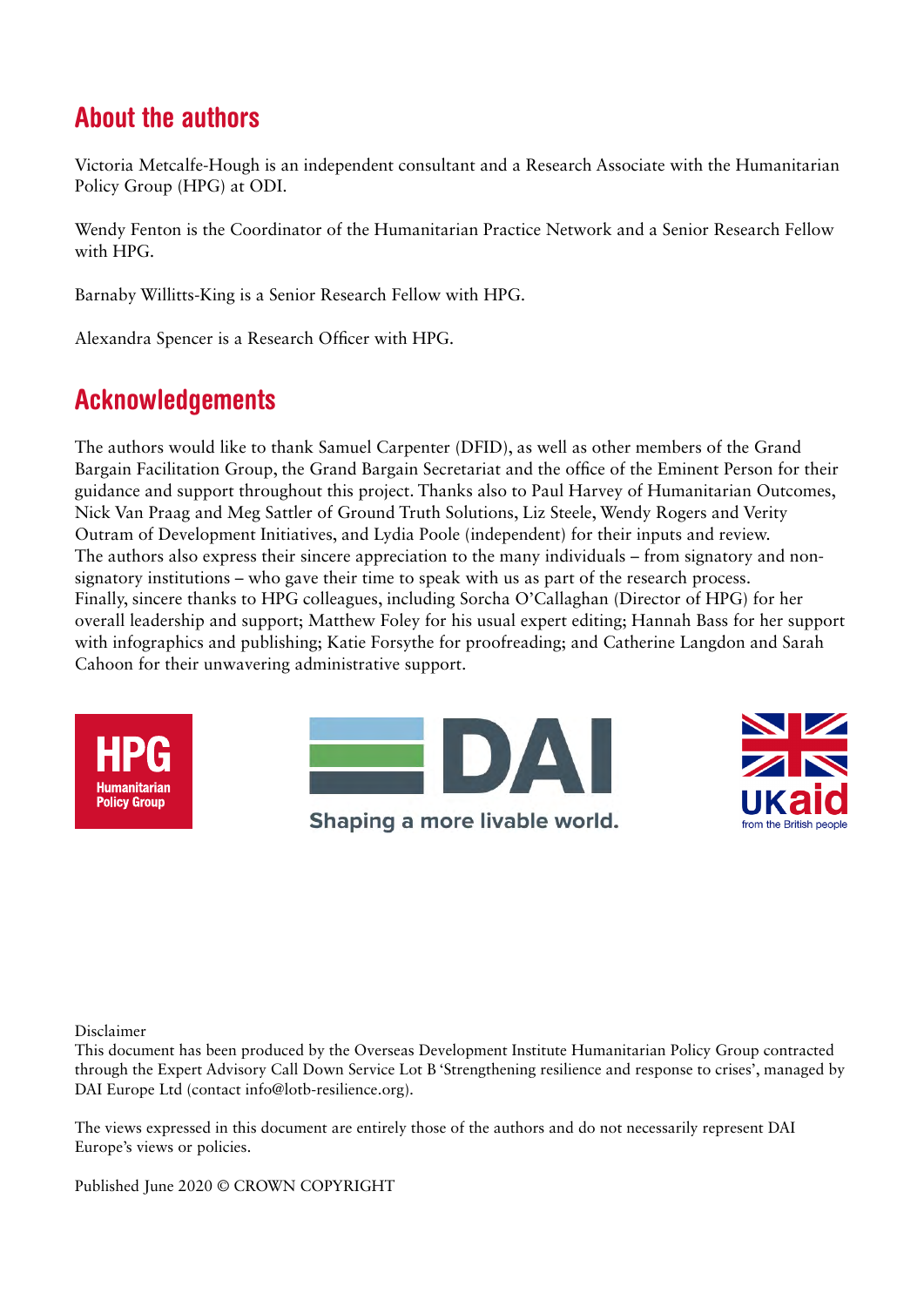## About the authors

Victoria Metcalfe-Hough is an independent consultant and a Research Associate with the Humanitarian Policy Group (HPG) at ODI.

Wendy Fenton is the Coordinator of the Humanitarian Practice Network and a Senior Research Fellow with HPG.

Barnaby Willitts-King is a Senior Research Fellow with HPG.

Alexandra Spencer is a Research Officer with HPG.

## Acknowledgements

The authors would like to thank Samuel Carpenter (DFID), as well as other members of the Grand Bargain Facilitation Group, the Grand Bargain Secretariat and the office of the Eminent Person for their guidance and support throughout this project. Thanks also to Paul Harvey of Humanitarian Outcomes, Nick Van Praag and Meg Sattler of Ground Truth Solutions, Liz Steele, Wendy Rogers and Verity Outram of Development Initiatives, and Lydia Poole (independent) for their inputs and review. The authors also express their sincere appreciation to the many individuals – from signatory and non-signatory institutions – who gave their time to speak with us as part of the research process. Finally, sincere thanks to HPG colleagues, including Sorcha O'Callaghan (Director of HPG) for her overall leadership and support; Matthew Foley for his usual expert editing; Hannah Bass for her support with infographics and publishing; Katie Forsythe for proofreading; and Catherine Langdon and Sarah Cahoon for their unwavering administrative support.

HPG Humanitarian Policy Group

DAI Shaping a more livable world.

UKaid from the British people

Disclaimer
This document has been produced by the Overseas Development Institute Humanitarian Policy Group contracted through the Expert Advisory Call Down Service Lot B 'Strengthening resilience and response to crises', managed by DAI Europe Ltd (contact info@lotb-resilience.org).

The views expressed in this document are entirely those of the authors and do not necessarily represent DAI Europe's views or policies.

Published June 2020 © CROWN COPYRIGHT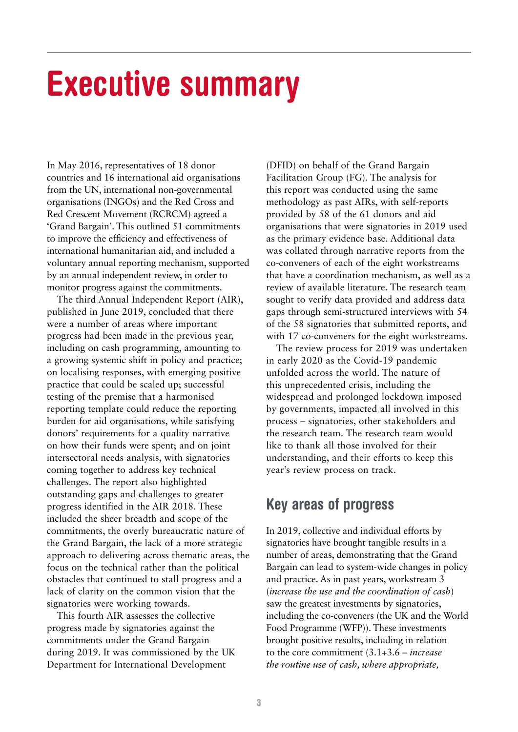# Executive summary

In May 2016, representatives of 18 donor countries and 16 international aid organisations from the UN, international non-governmental organisations (INGOs) and the Red Cross and Red Crescent Movement (RCRCM) agreed a 'Grand Bargain'. This outlined 51 commitments to improve the efficiency and effectiveness of international humanitarian aid, and included a voluntary annual reporting mechanism, supported by an annual independent review, in order to monitor progress against the commitments.

The third Annual Independent Report (AIR), published in June 2019, concluded that there were a number of areas where important progress had been made in the previous year, including on cash programming, amounting to a growing systemic shift in policy and practice; on localising responses, with emerging positive practice that could be scaled up; successful testing of the premise that a harmonised reporting template could reduce the reporting burden for aid organisations, while satisfying donors' requirements for a quality narrative on how their funds were spent; and on joint intersectoral needs analysis, with signatories coming together to address key technical challenges. The report also highlighted outstanding gaps and challenges to greater progress identified in the AIR 2018. These included the sheer breadth and scope of the commitments, the overly bureaucratic nature of the Grand Bargain, the lack of a more strategic approach to delivering across thematic areas, the focus on the technical rather than the political obstacles that continued to stall progress and a lack of clarity on the common vision that the signatories were working towards.

This fourth AIR assesses the collective progress made by signatories against the commitments under the Grand Bargain during 2019. It was commissioned by the UK Department for International Development (DFID) on behalf of the Grand Bargain Facilitation Group (FG). The analysis for this report was conducted using the same methodology as past AIRs, with self-reports provided by 58 of the 61 donors and aid organisations that were signatories in 2019 used as the primary evidence base. Additional data was collated through narrative reports from the co-conveners of each of the eight workstreams that have a coordination mechanism, as well as a review of available literature. The research team sought to verify data provided and address data gaps through semi-structured interviews with 54 of the 58 signatories that submitted reports, and with 17 co-conveners for the eight workstreams.

The review process for 2019 was undertaken in early 2020 as the Covid-19 pandemic unfolded across the world. The nature of this unprecedented crisis, including the widespread and prolonged lockdown imposed by governments, impacted all involved in this process – signatories, other stakeholders and the research team. The research team would like to thank all those involved for their understanding, and their efforts to keep this year's review process on track.

## Key areas of progress

In 2019, collective and individual efforts by signatories have brought tangible results in a number of areas, demonstrating that the Grand Bargain can lead to system-wide changes in policy and practice. As in past years, workstream 3 (*increase the use and the coordination of cash*) saw the greatest investments by signatories, including the co-conveners (the UK and the World Food Programme (WFP)). These investments brought positive results, including in relation to the core commitment (3.1+3.6 – *increase the routine use of cash, where appropriate,*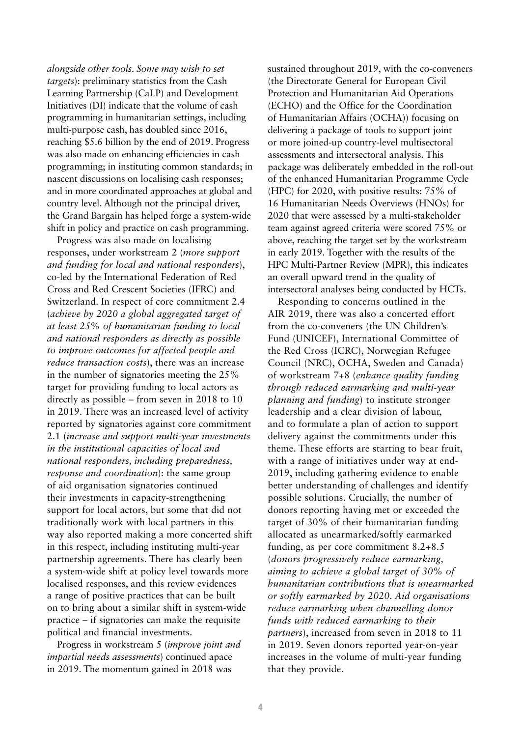*alongside other tools. Some may wish to set targets*): preliminary statistics from the Cash Learning Partnership (CaLP) and Development Initiatives (DI) indicate that the volume of cash programming in humanitarian settings, including multi-purpose cash, has doubled since 2016, reaching $5.6 billion by the end of 2019. Progress was also made on enhancing efficiencies in cash programming; in instituting common standards; in nascent discussions on localising cash responses; and in more coordinated approaches at global and country level. Although not the principal driver, the Grand Bargain has helped forge a system-wide shift in policy and practice on cash programming.

Progress was also made on localising responses, under workstream 2 (*more support and funding for local and national responders*), co-led by the International Federation of Red Cross and Red Crescent Societies (IFRC) and Switzerland. In respect of core commitment 2.4 (*achieve by 2020 a global aggregated target of at least 25% of humanitarian funding to local and national responders as directly as possible to improve outcomes for affected people and reduce transaction costs*), there was an increase in the number of signatories meeting the 25% target for providing funding to local actors as directly as possible – from seven in 2018 to 10 in 2019. There was an increased level of activity reported by signatories against core commitment 2.1 (*increase and support multi-year investments in the institutional capacities of local and national responders, including preparedness, response and coordination*): the same group of aid organisation signatories continued their investments in capacity-strengthening support for local actors, but some that did not traditionally work with local partners in this way also reported making a more concerted shift in this respect, including instituting multi-year partnership agreements. There has clearly been a system-wide shift at policy level towards more localised responses, and this review evidences a range of positive practices that can be built on to bring about a similar shift in system-wide practice – if signatories can make the requisite political and financial investments.

Progress in workstream 5 (*improve joint and impartial needs assessments*) continued apace in 2019. The momentum gained in 2018 was sustained throughout 2019, with the co-conveners (the Directorate General for European Civil Protection and Humanitarian Aid Operations (ECHO) and the Office for the Coordination of Humanitarian Affairs (OCHA)) focusing on delivering a package of tools to support joint or more joined-up country-level multisectoral assessments and intersectoral analysis. This package was deliberately embedded in the roll-out of the enhanced Humanitarian Programme Cycle (HPC) for 2020, with positive results: 75% of 16 Humanitarian Needs Overviews (HNOs) for 2020 that were assessed by a multi-stakeholder team against agreed criteria were scored 75% or above, reaching the target set by the workstream in early 2019. Together with the results of the HPC Multi-Partner Review (MPR), this indicates an overall upward trend in the quality of intersectoral analyses being conducted by HCTs.

Responding to concerns outlined in the AIR 2019, there was also a concerted effort from the co-conveners (the UN Children's Fund (UNICEF), International Committee of the Red Cross (ICRC), Norwegian Refugee Council (NRC), OCHA, Sweden and Canada) of workstream 7+8 (*enhance quality funding through reduced earmarking and multi-year planning and funding*) to institute stronger leadership and a clear division of labour, and to formulate a plan of action to support delivery against the commitments under this theme. These efforts are starting to bear fruit, with a range of initiatives under way at end-2019, including gathering evidence to enable better understanding of challenges and identify possible solutions. Crucially, the number of donors reporting having met or exceeded the target of 30% of their humanitarian funding allocated as unearmarked/softly earmarked funding, as per core commitment 8.2+8.5 (*donors progressively reduce earmarking, aiming to achieve a global target of 30% of humanitarian contributions that is unearmarked or softly earmarked by 2020. Aid organisations reduce earmarking when channelling donor funds with reduced earmarking to their partners*), increased from seven in 2018 to 11 in 2019. Seven donors reported year-on-year increases in the volume of multi-year funding that they provide.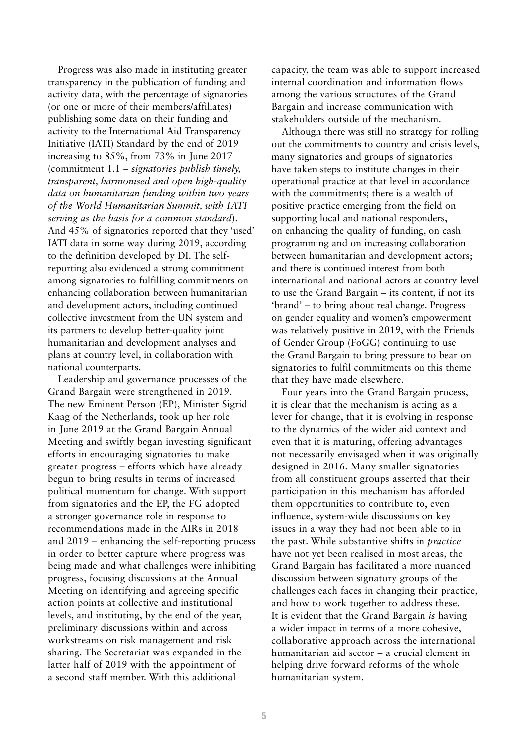Progress was also made in instituting greater transparency in the publication of funding and activity data, with the percentage of signatories (or one or more of their members/affiliates) publishing some data on their funding and activity to the International Aid Transparency Initiative (IATI) Standard by the end of 2019 increasing to 85%, from 73% in June 2017 (commitment 1.1 – *signatories publish timely, transparent, harmonised and open high-quality data on humanitarian funding within two years of the World Humanitarian Summit, with IATI serving as the basis for a common standard*). And 45% of signatories reported that they 'used' IATI data in some way during 2019, according to the definition developed by DI. The self-reporting also evidenced a strong commitment among signatories to fulfilling commitments on enhancing collaboration between humanitarian and development actors, including continued collective investment from the UN system and its partners to develop better-quality joint humanitarian and development analyses and plans at country level, in collaboration with national counterparts.

Leadership and governance processes of the Grand Bargain were strengthened in 2019. The new Eminent Person (EP), Minister Sigrid Kaag of the Netherlands, took up her role in June 2019 at the Grand Bargain Annual Meeting and swiftly began investing significant efforts in encouraging signatories to make greater progress – efforts which have already begun to bring results in terms of increased political momentum for change. With support from signatories and the EP, the FG adopted a stronger governance role in response to recommendations made in the AIRs in 2018 and 2019 – enhancing the self-reporting process in order to better capture where progress was being made and what challenges were inhibiting progress, focusing discussions at the Annual Meeting on identifying and agreeing specific action points at collective and institutional levels, and instituting, by the end of the year, preliminary discussions within and across workstreams on risk management and risk sharing. The Secretariat was expanded in the latter half of 2019 with the appointment of a second staff member. With this additional capacity, the team was able to support increased internal coordination and information flows among the various structures of the Grand Bargain and increase communication with stakeholders outside of the mechanism.

Although there was still no strategy for rolling out the commitments to country and crisis levels, many signatories and groups of signatories have taken steps to institute changes in their operational practice at that level in accordance with the commitments; there is a wealth of positive practice emerging from the field on supporting local and national responders, on enhancing the quality of funding, on cash programming and on increasing collaboration between humanitarian and development actors; and there is continued interest from both international and national actors at country level to use the Grand Bargain – its content, if not its 'brand' – to bring about real change. Progress on gender equality and women's empowerment was relatively positive in 2019, with the Friends of Gender Group (FoGG) continuing to use the Grand Bargain to bring pressure to bear on signatories to fulfil commitments on this theme that they have made elsewhere.

Four years into the Grand Bargain process, it is clear that the mechanism is acting as a lever for change, that it is evolving in response to the dynamics of the wider aid context and even that it is maturing, offering advantages not necessarily envisaged when it was originally designed in 2016. Many smaller signatories from all constituent groups asserted that their participation in this mechanism has afforded them opportunities to contribute to, even influence, system-wide discussions on key issues in a way they had not been able to in the past. While substantive shifts in *practice* have not yet been realised in most areas, the Grand Bargain has facilitated a more nuanced discussion between signatory groups of the challenges each faces in changing their practice, and how to work together to address these. It is evident that the Grand Bargain *is* having a wider impact in terms of a more cohesive, collaborative approach across the international humanitarian aid sector – a crucial element in helping drive forward reforms of the whole humanitarian system.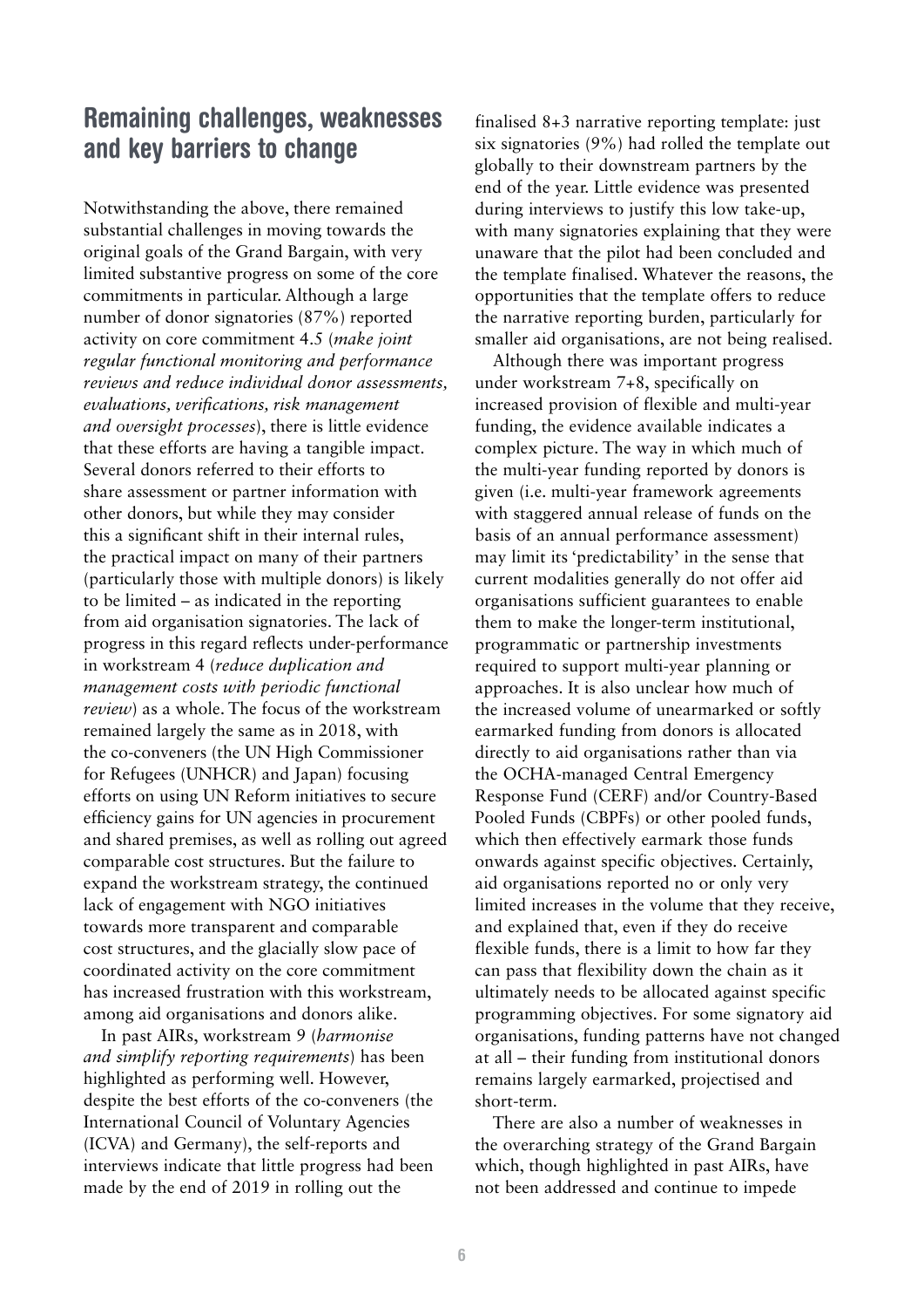## Remaining challenges, weaknesses and key barriers to change

Notwithstanding the above, there remained substantial challenges in moving towards the original goals of the Grand Bargain, with very limited substantive progress on some of the core commitments in particular. Although a large number of donor signatories (87%) reported activity on core commitment 4.5 (*make joint regular functional monitoring and performance reviews and reduce individual donor assessments, evaluations, verifications, risk management and oversight processes*), there is little evidence that these efforts are having a tangible impact. Several donors referred to their efforts to share assessment or partner information with other donors, but while they may consider this a significant shift in their internal rules, the practical impact on many of their partners (particularly those with multiple donors) is likely to be limited – as indicated in the reporting from aid organisation signatories. The lack of progress in this regard reflects under-performance in workstream 4 (*reduce duplication and management costs with periodic functional review*) as a whole. The focus of the workstream remained largely the same as in 2018, with the co-conveners (the UN High Commissioner for Refugees (UNHCR) and Japan) focusing efforts on using UN Reform initiatives to secure efficiency gains for UN agencies in procurement and shared premises, as well as rolling out agreed comparable cost structures. But the failure to expand the workstream strategy, the continued lack of engagement with NGO initiatives towards more transparent and comparable cost structures, and the glacially slow pace of coordinated activity on the core commitment has increased frustration with this workstream, among aid organisations and donors alike.

In past AIRs, workstream 9 (*harmonise and simplify reporting requirements*) has been highlighted as performing well. However, despite the best efforts of the co-conveners (the International Council of Voluntary Agencies (ICVA) and Germany), the self-reports and interviews indicate that little progress had been made by the end of 2019 in rolling out the finalised 8+3 narrative reporting template: just six signatories (9%) had rolled the template out globally to their downstream partners by the end of the year. Little evidence was presented during interviews to justify this low take-up, with many signatories explaining that they were unaware that the pilot had been concluded and the template finalised. Whatever the reasons, the opportunities that the template offers to reduce the narrative reporting burden, particularly for smaller aid organisations, are not being realised.

Although there was important progress under workstream 7+8, specifically on increased provision of flexible and multi-year funding, the evidence available indicates a complex picture. The way in which much of the multi-year funding reported by donors is given (i.e. multi-year framework agreements with staggered annual release of funds on the basis of an annual performance assessment) may limit its 'predictability' in the sense that current modalities generally do not offer aid organisations sufficient guarantees to enable them to make the longer-term institutional, programmatic or partnership investments required to support multi-year planning or approaches. It is also unclear how much of the increased volume of unearmarked or softly earmarked funding from donors is allocated directly to aid organisations rather than via the OCHA-managed Central Emergency Response Fund (CERF) and/or Country-Based Pooled Funds (CBPFs) or other pooled funds, which then effectively earmark those funds onwards against specific objectives. Certainly, aid organisations reported no or only very limited increases in the volume that they receive, and explained that, even if they do receive flexible funds, there is a limit to how far they can pass that flexibility down the chain as it ultimately needs to be allocated against specific programming objectives. For some signatory aid organisations, funding patterns have not changed at all – their funding from institutional donors remains largely earmarked, projectised and short-term.

There are also a number of weaknesses in the overarching strategy of the Grand Bargain which, though highlighted in past AIRs, have not been addressed and continue to impede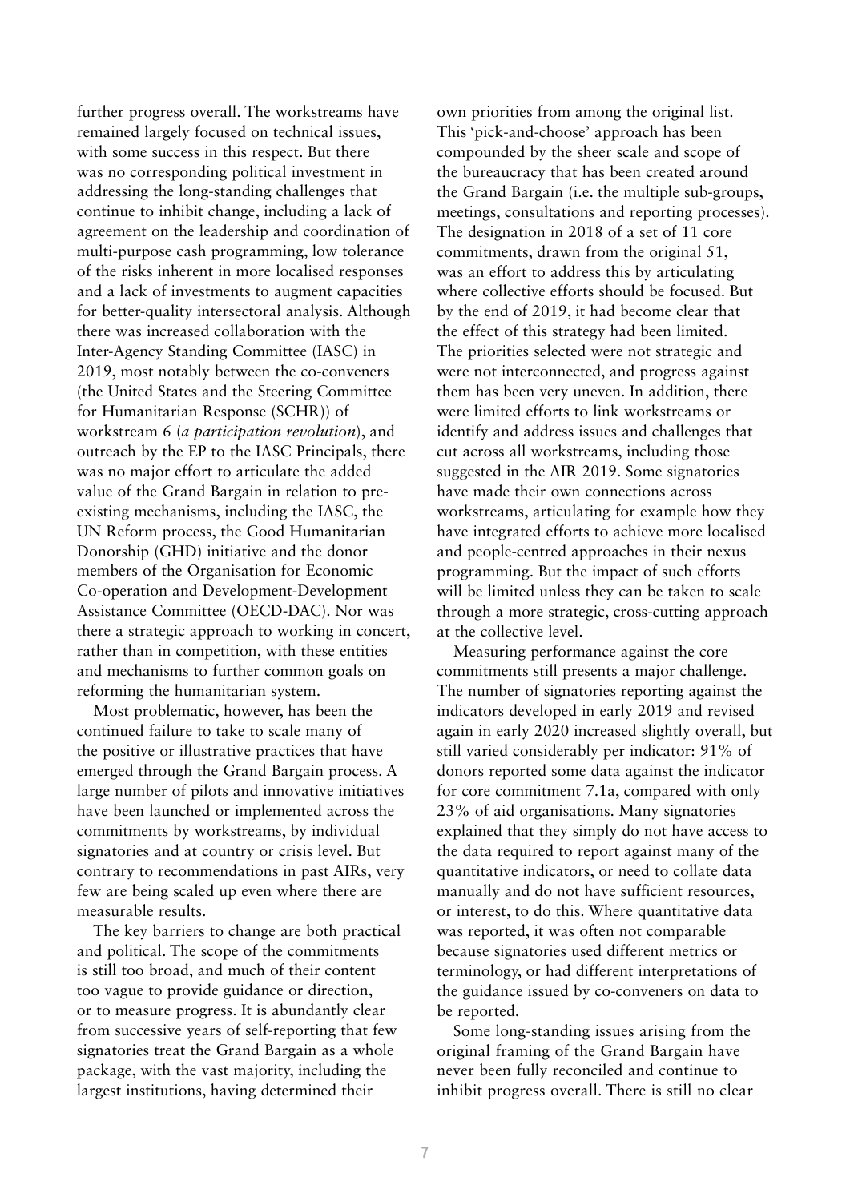further progress overall. The workstreams have remained largely focused on technical issues, with some success in this respect. But there was no corresponding political investment in addressing the long-standing challenges that continue to inhibit change, including a lack of agreement on the leadership and coordination of multi-purpose cash programming, low tolerance of the risks inherent in more localised responses and a lack of investments to augment capacities for better-quality intersectoral analysis. Although there was increased collaboration with the Inter-Agency Standing Committee (IASC) in 2019, most notably between the co-conveners (the United States and the Steering Committee for Humanitarian Response (SCHR)) of workstream 6 (*a participation revolution*), and outreach by the EP to the IASC Principals, there was no major effort to articulate the added value of the Grand Bargain in relation to pre-existing mechanisms, including the IASC, the UN Reform process, the Good Humanitarian Donorship (GHD) initiative and the donor members of the Organisation for Economic Co-operation and Development-Development Assistance Committee (OECD-DAC). Nor was there a strategic approach to working in concert, rather than in competition, with these entities and mechanisms to further common goals on reforming the humanitarian system.

Most problematic, however, has been the continued failure to take to scale many of the positive or illustrative practices that have emerged through the Grand Bargain process. A large number of pilots and innovative initiatives have been launched or implemented across the commitments by workstreams, by individual signatories and at country or crisis level. But contrary to recommendations in past AIRs, very few are being scaled up even where there are measurable results.

The key barriers to change are both practical and political. The scope of the commitments is still too broad, and much of their content too vague to provide guidance or direction, or to measure progress. It is abundantly clear from successive years of self-reporting that few signatories treat the Grand Bargain as a whole package, with the vast majority, including the largest institutions, having determined their own priorities from among the original list. This 'pick-and-choose' approach has been compounded by the sheer scale and scope of the bureaucracy that has been created around the Grand Bargain (i.e. the multiple sub-groups, meetings, consultations and reporting processes). The designation in 2018 of a set of 11 core commitments, drawn from the original 51, was an effort to address this by articulating where collective efforts should be focused. But by the end of 2019, it had become clear that the effect of this strategy had been limited. The priorities selected were not strategic and were not interconnected, and progress against them has been very uneven. In addition, there were limited efforts to link workstreams or identify and address issues and challenges that cut across all workstreams, including those suggested in the AIR 2019. Some signatories have made their own connections across workstreams, articulating for example how they have integrated efforts to achieve more localised and people-centred approaches in their nexus programming. But the impact of such efforts will be limited unless they can be taken to scale through a more strategic, cross-cutting approach at the collective level.

Measuring performance against the core commitments still presents a major challenge. The number of signatories reporting against the indicators developed in early 2019 and revised again in early 2020 increased slightly overall, but still varied considerably per indicator: 91% of donors reported some data against the indicator for core commitment 7.1a, compared with only 23% of aid organisations. Many signatories explained that they simply do not have access to the data required to report against many of the quantitative indicators, or need to collate data manually and do not have sufficient resources, or interest, to do this. Where quantitative data was reported, it was often not comparable because signatories used different metrics or terminology, or had different interpretations of the guidance issued by co-conveners on data to be reported.

Some long-standing issues arising from the original framing of the Grand Bargain have never been fully reconciled and continue to inhibit progress overall. There is still no clear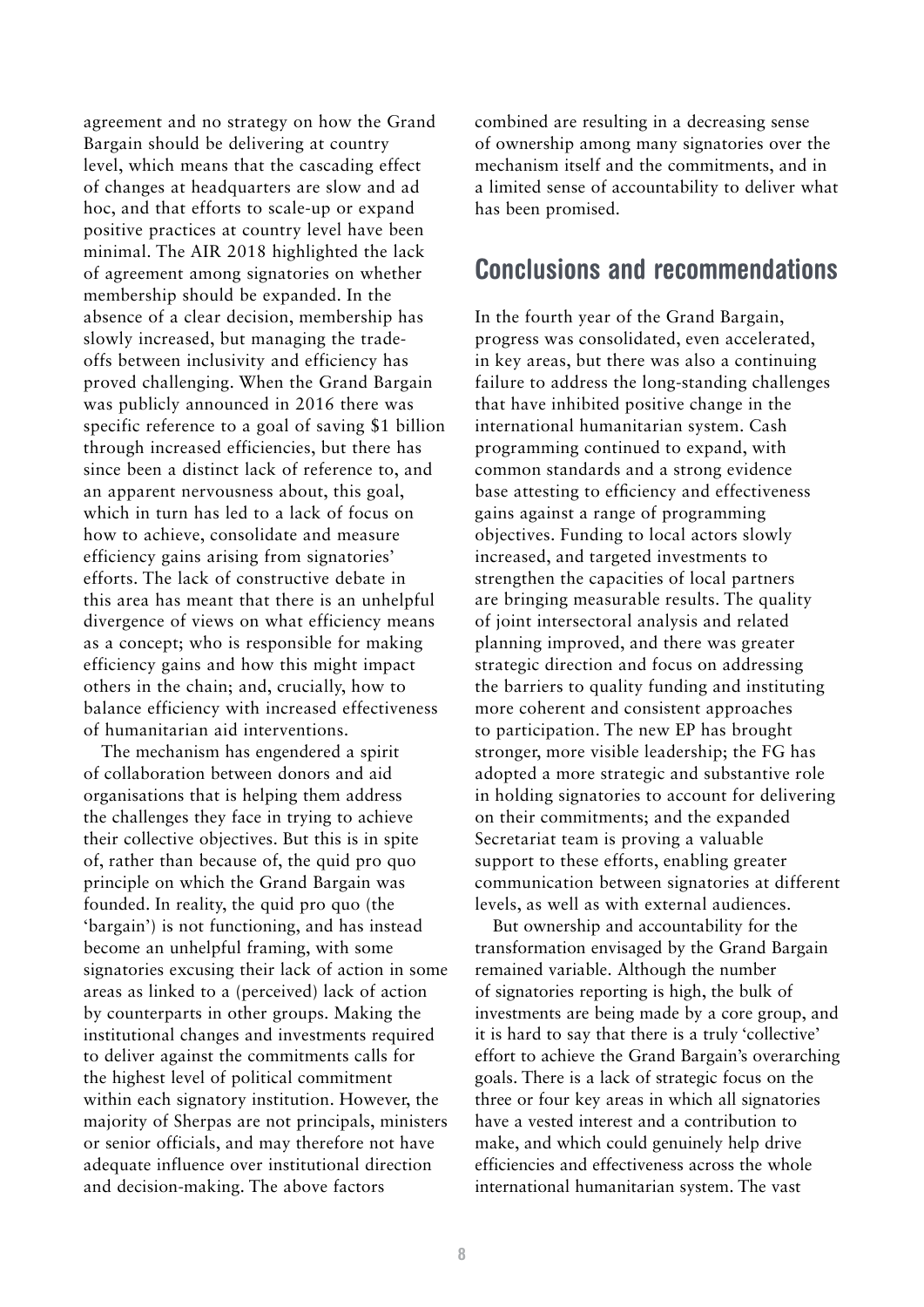agreement and no strategy on how the Grand Bargain should be delivering at country level, which means that the cascading effect of changes at headquarters are slow and ad hoc, and that efforts to scale-up or expand positive practices at country level have been minimal. The AIR 2018 highlighted the lack of agreement among signatories on whether membership should be expanded. In the absence of a clear decision, membership has slowly increased, but managing the trade-offs between inclusivity and efficiency has proved challenging. When the Grand Bargain was publicly announced in 2016 there was specific reference to a goal of saving $1 billion through increased efficiencies, but there has since been a distinct lack of reference to, and an apparent nervousness about, this goal, which in turn has led to a lack of focus on how to achieve, consolidate and measure efficiency gains arising from signatories' efforts. The lack of constructive debate in this area has meant that there is an unhelpful divergence of views on what efficiency means as a concept; who is responsible for making efficiency gains and how this might impact others in the chain; and, crucially, how to balance efficiency with increased effectiveness of humanitarian aid interventions.

The mechanism has engendered a spirit of collaboration between donors and aid organisations that is helping them address the challenges they face in trying to achieve their collective objectives. But this is in spite of, rather than because of, the quid pro quo principle on which the Grand Bargain was founded. In reality, the quid pro quo (the 'bargain') is not functioning, and has instead become an unhelpful framing, with some signatories excusing their lack of action in some areas as linked to a (perceived) lack of action by counterparts in other groups. Making the institutional changes and investments required to deliver against the commitments calls for the highest level of political commitment within each signatory institution. However, the majority of Sherpas are not principals, ministers or senior officials, and may therefore not have adequate influence over institutional direction and decision-making. The above factors combined are resulting in a decreasing sense of ownership among many signatories over the mechanism itself and the commitments, and in a limited sense of accountability to deliver what has been promised.

## Conclusions and recommendations

In the fourth year of the Grand Bargain, progress was consolidated, even accelerated, in key areas, but there was also a continuing failure to address the long-standing challenges that have inhibited positive change in the international humanitarian system. Cash programming continued to expand, with common standards and a strong evidence base attesting to efficiency and effectiveness gains against a range of programming objectives. Funding to local actors slowly increased, and targeted investments to strengthen the capacities of local partners are bringing measurable results. The quality of joint intersectoral analysis and related planning improved, and there was greater strategic direction and focus on addressing the barriers to quality funding and instituting more coherent and consistent approaches to participation. The new EP has brought stronger, more visible leadership; the FG has adopted a more strategic and substantive role in holding signatories to account for delivering on their commitments; and the expanded Secretariat team is proving a valuable support to these efforts, enabling greater communication between signatories at different levels, as well as with external audiences.

But ownership and accountability for the transformation envisaged by the Grand Bargain remained variable. Although the number of signatories reporting is high, the bulk of investments are being made by a core group, and it is hard to say that there is a truly 'collective' effort to achieve the Grand Bargain's overarching goals. There is a lack of strategic focus on the three or four key areas in which all signatories have a vested interest and a contribution to make, and which could genuinely help drive efficiencies and effectiveness across the whole international humanitarian system. The vast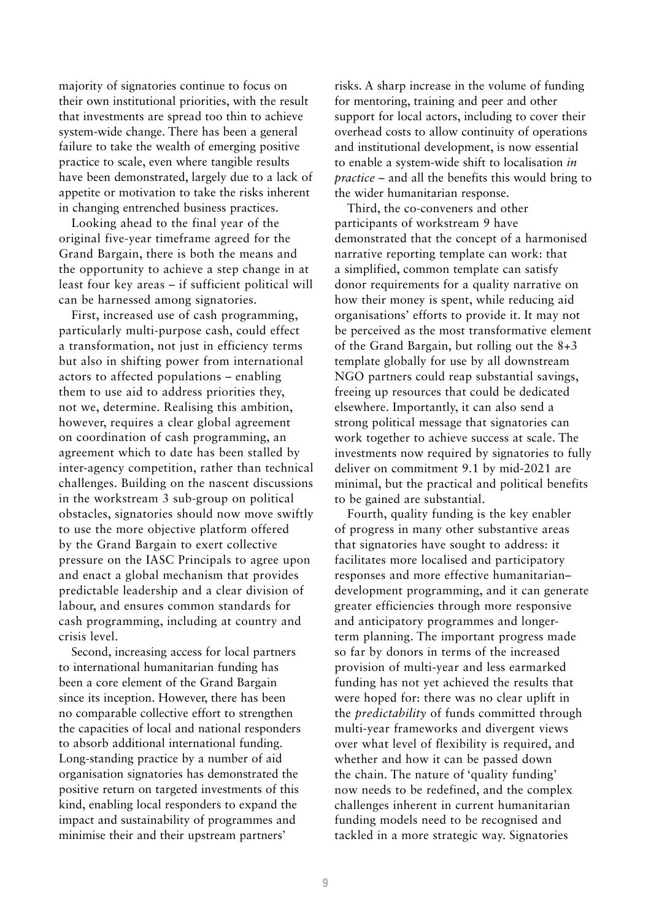majority of signatories continue to focus on their own institutional priorities, with the result that investments are spread too thin to achieve system-wide change. There has been a general failure to take the wealth of emerging positive practice to scale, even where tangible results have been demonstrated, largely due to a lack of appetite or motivation to take the risks inherent in changing entrenched business practices.

Looking ahead to the final year of the original five-year timeframe agreed for the Grand Bargain, there is both the means and the opportunity to achieve a step change in at least four key areas – if sufficient political will can be harnessed among signatories.

First, increased use of cash programming, particularly multi-purpose cash, could effect a transformation, not just in efficiency terms but also in shifting power from international actors to affected populations – enabling them to use aid to address priorities they, not we, determine. Realising this ambition, however, requires a clear global agreement on coordination of cash programming, an agreement which to date has been stalled by inter-agency competition, rather than technical challenges. Building on the nascent discussions in the workstream 3 sub-group on political obstacles, signatories should now move swiftly to use the more objective platform offered by the Grand Bargain to exert collective pressure on the IASC Principals to agree upon and enact a global mechanism that provides predictable leadership and a clear division of labour, and ensures common standards for cash programming, including at country and crisis level.

Second, increasing access for local partners to international humanitarian funding has been a core element of the Grand Bargain since its inception. However, there has been no comparable collective effort to strengthen the capacities of local and national responders to absorb additional international funding. Long-standing practice by a number of aid organisation signatories has demonstrated the positive return on targeted investments of this kind, enabling local responders to expand the impact and sustainability of programmes and minimise their and their upstream partners' risks. A sharp increase in the volume of funding for mentoring, training and peer and other support for local actors, including to cover their overhead costs to allow continuity of operations and institutional development, is now essential to enable a system-wide shift to localisation *in practice* – and all the benefits this would bring to the wider humanitarian response.

Third, the co-conveners and other participants of workstream 9 have demonstrated that the concept of a harmonised narrative reporting template can work: that a simplified, common template can satisfy donor requirements for a quality narrative on how their money is spent, while reducing aid organisations' efforts to provide it. It may not be perceived as the most transformative element of the Grand Bargain, but rolling out the 8+3 template globally for use by all downstream NGO partners could reap substantial savings, freeing up resources that could be dedicated elsewhere. Importantly, it can also send a strong political message that signatories can work together to achieve success at scale. The investments now required by signatories to fully deliver on commitment 9.1 by mid-2021 are minimal, but the practical and political benefits to be gained are substantial.

Fourth, quality funding is the key enabler of progress in many other substantive areas that signatories have sought to address: it facilitates more localised and participatory responses and more effective humanitarian–development programming, and it can generate greater efficiencies through more responsive and anticipatory programmes and longer-term planning. The important progress made so far by donors in terms of the increased provision of multi-year and less earmarked funding has not yet achieved the results that were hoped for: there was no clear uplift in the *predictability* of funds committed through multi-year frameworks and divergent views over what level of flexibility is required, and whether and how it can be passed down the chain. The nature of 'quality funding' now needs to be redefined, and the complex challenges inherent in current humanitarian funding models need to be recognised and tackled in a more strategic way. Signatories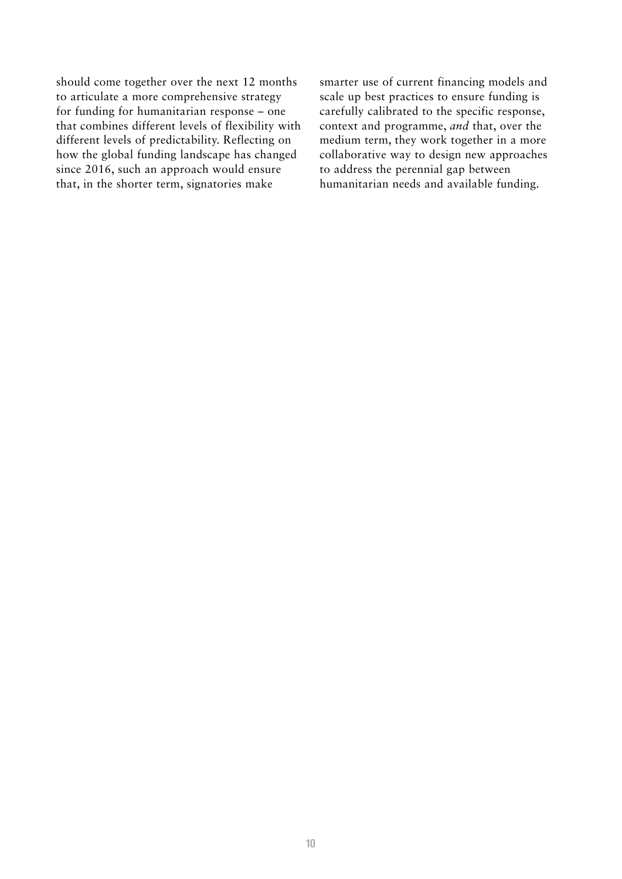should come together over the next 12 months to articulate a more comprehensive strategy for funding for humanitarian response – one that combines different levels of flexibility with different levels of predictability. Reflecting on how the global funding landscape has changed since 2016, such an approach would ensure that, in the shorter term, signatories make smarter use of current financing models and scale up best practices to ensure funding is carefully calibrated to the specific response, context and programme, *and* that, over the medium term, they work together in a more collaborative way to design new approaches to address the perennial gap between humanitarian needs and available funding.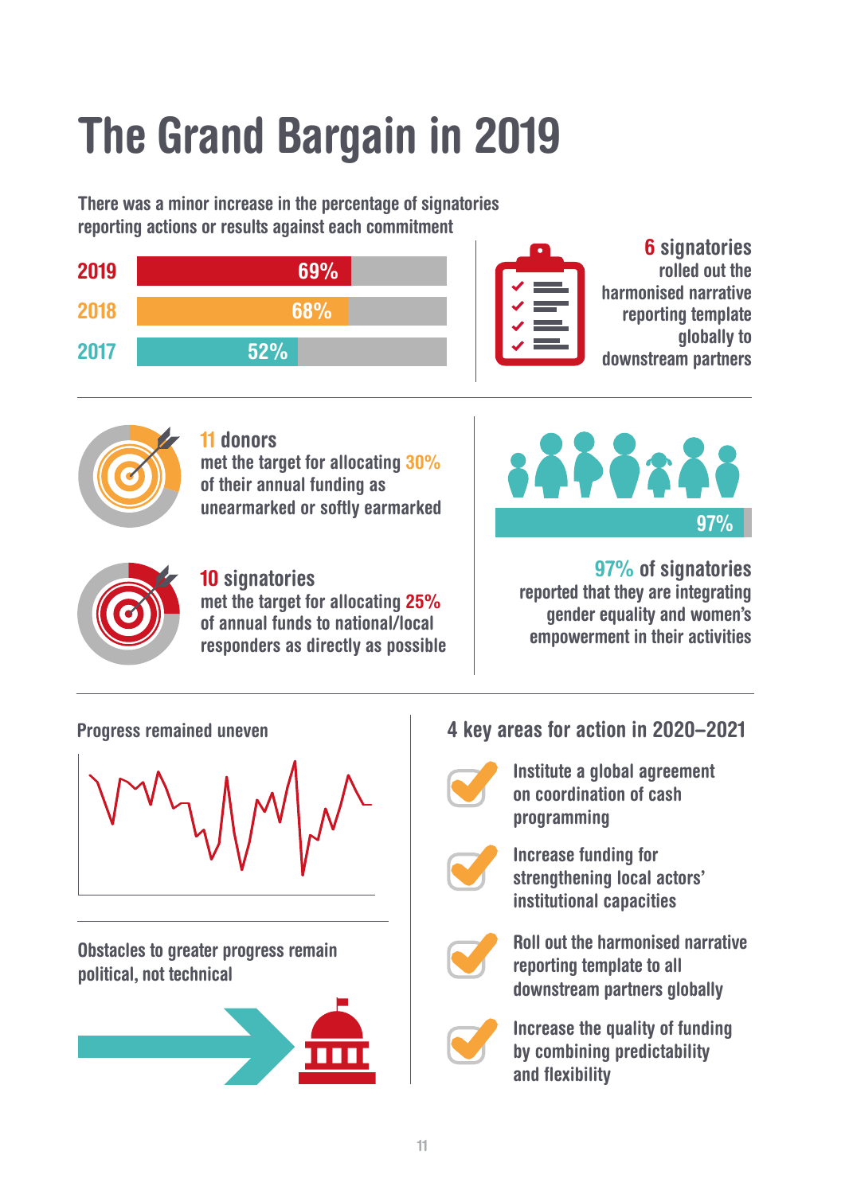# The Grand Bargain in 2019

There was a minor increase in the percentage of signatories reporting actions or results against each commitment

| Year | Percentage |
|---|---|
| 2019 | 69% |
| 2018 | 68% |
| 2017 | 52% |

**6 signatories** rolled out the harmonised narrative reporting template globally to downstream partners

**11 donors** met the target for allocating **30%** of their annual funding as unearmarked or softly earmarked

**10 signatories** met the target for allocating **25%** of annual funds to national/local responders as directly as possible

97%

**97% of signatories** reported that they are integrating gender equality and women's empowerment in their activities

## Progress remained uneven

## Obstacles to greater progress remain political, not technical

## 4 key areas for action in 2020–2021

- Institute a global agreement on coordination of cash programming
- Increase funding for strengthening local actors' institutional capacities
- Roll out the harmonised narrative reporting template to all downstream partners globally
- Increase the quality of funding by combining predictability and flexibility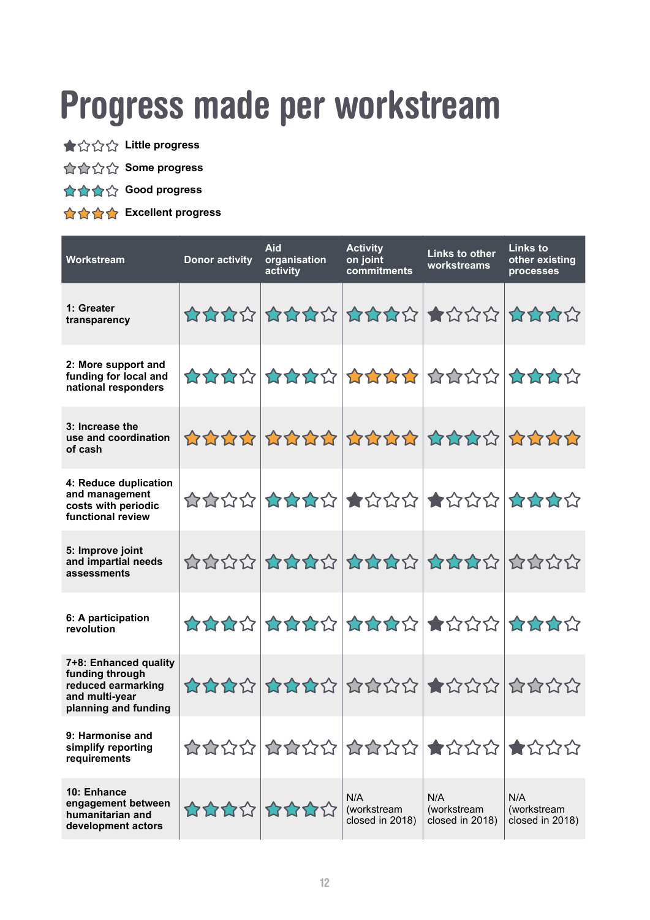# Progress made per workstream

★☆☆☆ Little progress

★★☆☆ Some progress

★★★☆ Good progress

★★★★ Excellent progress

| Workstream | Donor activity | Aid organisation activity | Activity on joint commitments | Links to other workstreams | Links to other existing processes |
|---|---|---|---|---|---|
| 1: Greater transparency | ★★★☆ | ★★★☆ | ★★★☆ | ★☆☆☆ | ★★★☆ |
| 2: More support and funding for local and national responders | ★★★☆ | ★★★☆ | ★★★★ | ★★☆☆ | ★★★☆ |
| 3: Increase the use and coordination of cash | ★★★★ | ★★★★ | ★★★★ | ★★★☆ | ★★★★ |
| 4: Reduce duplication and management costs with periodic functional review | ★★☆☆ | ★★★☆ | ★☆☆☆ | ★☆☆☆ | ★★★☆ |
| 5: Improve joint and impartial needs assessments | ★★☆☆ | ★★★☆ | ★★★☆ | ★★★☆ | ★★☆☆ |
| 6: A participation revolution | ★★★☆ | ★★★☆ | ★★★☆ | ★☆☆☆ | ★★★☆ |
| 7+8: Enhanced quality funding through reduced earmarking and multi-year planning and funding | ★★★☆ | ★★★☆ | ★★☆☆ | ★☆☆☆ | ★★☆☆ |
| 9: Harmonise and simplify reporting requirements | ★★☆☆ | ★★☆☆ | ★★☆☆ | ★☆☆☆ | ★☆☆☆ |
| 10: Enhance engagement between humanitarian and development actors | ★★★☆ | ★★★☆ | N/A (workstream closed in 2018) | N/A (workstream closed in 2018) | N/A (workstream closed in 2018) |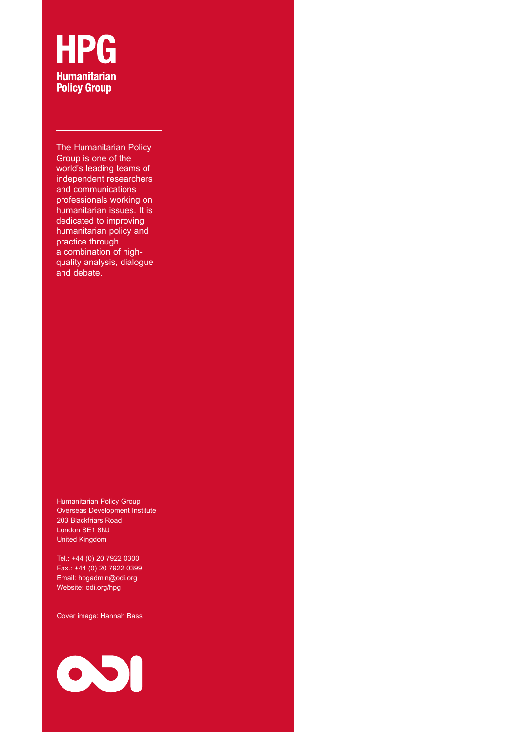# HPG

**Humanitarian Policy Group**

The Humanitarian Policy Group is one of the world's leading teams of independent researchers and communications professionals working on humanitarian issues. It is dedicated to improving humanitarian policy and practice through a combination of high-quality analysis, dialogue and debate.

Humanitarian Policy Group
Overseas Development Institute
203 Blackfriars Road
London SE1 8NJ
United Kingdom

Tel.: +44 (0) 20 7922 0300
Fax.: +44 (0) 20 7922 0399
Email: hpgadmin@odi.org
Website: odi.org/hpg

Cover image: Hannah Bass